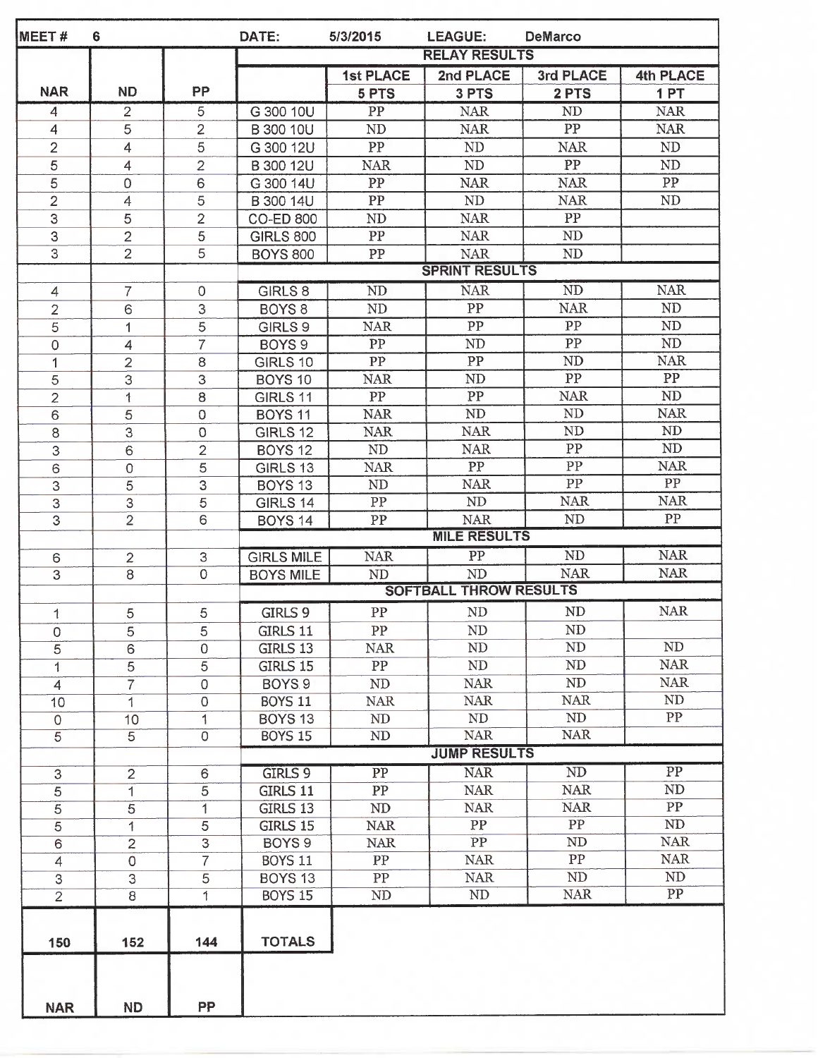| MEET # | 6 | | DATE: | 5/3/2015 | LEAGUE: | DeMarco | |
|---|---|---|---|---|---|---|---|
| | | | **RELAY RESULTS** | | | | |
| **NAR** | **ND** | **PP** | | **1st PLACE 5 PTS** | **2nd PLACE 3 PTS** | **3rd PLACE 2 PTS** | **4th PLACE 1 PT** |
| 4 | 2 | 5 | G 300 10U | PP | NAR | ND | NAR |
| 4 | 5 | 2 | B 300 10U | ND | NAR | PP | NAR |
| 2 | 4 | 5 | G 300 12U | PP | ND | NAR | ND |
| 5 | 4 | 2 | B 300 12U | NAR | ND | PP | ND |
| 5 | 0 | 6 | G 300 14U | PP | NAR | NAR | PP |
| 2 | 4 | 5 | B 300 14U | PP | ND | NAR | ND |
| 3 | 5 | 2 | CO-ED 800 | ND | NAR | PP | |
| 3 | 2 | 5 | GIRLS 800 | PP | NAR | ND | |
| 3 | 2 | 5 | BOYS 800 | PP | NAR | ND | |
| | | | **SPRINT RESULTS** | | | | |
| 4 | 7 | 0 | GIRLS 8 | ND | NAR | ND | NAR |
| 2 | 6 | 3 | BOYS 8 | ND | PP | NAR | ND |
| 5 | 1 | 5 | GIRLS 9 | NAR | PP | PP | ND |
| 0 | 4 | 7 | BOYS 9 | PP | ND | PP | ND |
| 1 | 2 | 8 | GIRLS 10 | PP | PP | ND | NAR |
| 5 | 3 | 3 | BOYS 10 | NAR | ND | PP | PP |
| 2 | 1 | 8 | GIRLS 11 | PP | PP | NAR | ND |
| 6 | 5 | 0 | BOYS 11 | NAR | ND | ND | NAR |
| 8 | 3 | 0 | GIRLS 12 | NAR | NAR | ND | ND |
| 3 | 6 | 2 | BOYS 12 | ND | NAR | PP | ND |
| 6 | 0 | 5 | GIRLS 13 | NAR | PP | PP | NAR |
| 3 | 5 | 3 | BOYS 13 | ND | NAR | PP | PP |
| 3 | 3 | 5 | GIRLS 14 | PP | ND | NAR | NAR |
| 3 | 2 | 6 | BOYS 14 | PP | NAR | ND | PP |
| | | | **MILE RESULTS** | | | | |
| 6 | 2 | 3 | GIRLS MILE | NAR | PP | ND | NAR |
| 3 | 8 | 0 | BOYS MILE | ND | ND | NAR | NAR |
| | | | **SOFTBALL THROW RESULTS** | | | | |
| 1 | 5 | 5 | GIRLS 9 | PP | ND | ND | NAR |
| 0 | 5 | 5 | GIRLS 11 | PP | ND | ND | |
| 5 | 6 | 0 | GIRLS 13 | NAR | ND | ND | ND |
| 1 | 5 | 5 | GIRLS 15 | PP | ND | ND | NAR |
| 4 | 7 | 0 | BOYS 9 | ND | NAR | ND | NAR |
| 10 | 1 | 0 | BOYS 11 | NAR | NAR | NAR | ND |
| 0 | 10 | 1 | BOYS 13 | ND | ND | ND | PP |
| 5 | 5 | 0 | BOYS 15 | ND | NAR | NAR | |
| | | | **JUMP RESULTS** | | | | |
| 3 | 2 | 6 | GIRLS 9 | PP | NAR | ND | PP |
| 5 | 1 | 5 | GIRLS 11 | PP | NAR | NAR | ND |
| 5 | 5 | 1 | GIRLS 13 | ND | NAR | NAR | PP |
| 5 | 1 | 5 | GIRLS 15 | NAR | PP | PP | ND |
| 6 | 2 | 3 | BOYS 9 | NAR | PP | ND | NAR |
| 4 | 0 | 7 | BOYS 11 | PP | NAR | PP | NAR |
| 3 | 3 | 5 | BOYS 13 | PP | NAR | ND | ND |
| 2 | 8 | 1 | BOYS 15 | ND | ND | NAR | PP |
| **150** | **152** | **144** | **TOTALS** | | | | |
| **NAR** | **ND** | **PP** | | | | | |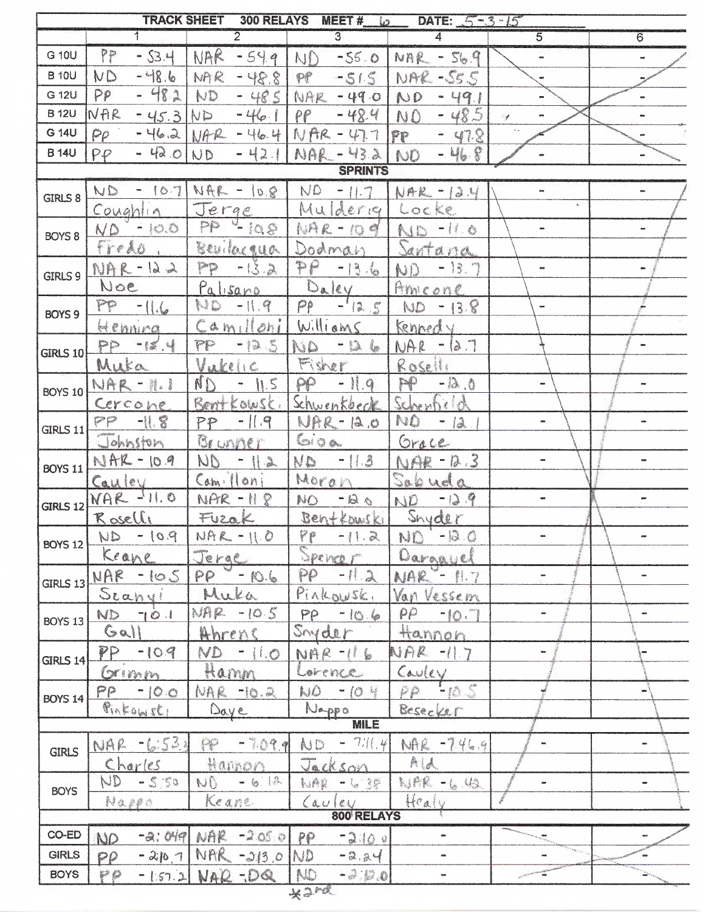| TRACK SHEET 300 RELAYS MEET # 6 DATE: 5-3-15 | | | | | | |
|---|---|---|---|---|---|---|
| | 1 | 2 | 3 | 4 | 5 | 6 |
| G 10U | PP - 53.4 | NAR - 54.9 | ND - 55.0 | NAR - 56.9 | - | - |
| B 10U | ND - 48.6 | NAR - 48.8 | PP - 51.5 | NAR - 55.5 | - | - |
| G 12U | PP - 48.2 | ND - 48.5 | NAR - 49.0 | ND - 49.1 | - | - |
| B 12U | NAR - 45.3 | ND - 46.1 | PP - 48.4 | ND - 48.5 | - | - |
| G 14U | PP - 46.2 | NAR - 46.4 | NAR - 47.7 | PP - 47.8 | - | - |
| B 14U | PP - 42.0 | ND - 42.1 | NAR - 43.2 | ND - 46.8 | - | - |
| **SPRINTS** | | | | | | |
| GIRLS 8 | ND - 10.7 Coughlin | NAR - 10.8 Jerge | ND - 11.7 Mulderig | NAR - 12.4 Locke | - | - |
| BOYS 8 | ND - 10.0 Fredo | PP - 10.8 Bevilacqua | NAR - 10.9 Dodman | ND - 11.0 Santana | - | - |
| GIRLS 9 | NAR - 12.2 Noe | PP - 13.2 Palisano | PP - 13.6 Daley | ND - 13.7 Amicone | - | - |
| BOYS 9 | PP - 11.6 Henning | ND - 11.9 Camilloni | PP - 12.5 Williams | ND - 13.8 Kennedy | - | - |
| GIRLS 10 | PP - 12.4 Muka | PP - 12.5 Vukelic | ND - 12.6 Fisher | NAR - 12.7 Roselli | - | - |
| BOYS 10 | NAR - 11.1 Cercone | ND - 11.5 Bentkowski | PP - 11.9 Schwenkbeck | PP - 12.0 Scherfield | - | - |
| GIRLS 11 | PP - 11.8 Johnston | PP - 11.9 Brunner | NAR - 12.0 Gioa | ND - 12.1 Grace | - | - |
| BOYS 11 | NAR - 10.9 Cauley | ND - 11.2 Camilloni | ND - 11.3 Moran | NAR - 12.3 Sabuda | - | - |
| GIRLS 12 | NAR - 11.0 Roselli | NAR - 11.8 Fuzak | ND - 12.0 Bentkowski | ND - 12.9 Snyder | - | - |
| BOYS 12 | ND - 10.9 Keane | NAR - 11.0 Jerge | PP - 11.2 Spencer | ND - 12.0 Dargavel | - | - |
| GIRLS 13 | NAR - 10.5 Szanyi | PP - 10.6 Muka | PP - 11.2 Pinkowski | NAR - 11.7 Van Vessem | - | - |
| BOYS 13 | ND - 10.1 Gall | NAR - 10.5 Ahrens | PP - 10.6 Snyder | PP - 10.7 Hannon | - | - |
| GIRLS 14 | PP - 10.9 Grimm | ND - 11.0 Hamm | NAR - 11.6 Lorence | NAR - 11.7 Cauley | - | - |
| BOYS 14 | PP - 10.0 Pinkowski | NAR - 10.2 Daye | ND - 10.4 Nappo | PP - 10.5 Besecker | - | - |
| **MILE** | | | | | | |
| GIRLS | NAR - 6:53.2 Charles | PP - 7:09.9 Hannon | ND - 7:11.4 Jackson | NAR - 7:46.9 Ald | - | - |
| BOYS | ND - 5:50 Nappo | ND - 6:12 Keane | NAR - 6:38 Cauley | NAR - 6:42 Healy | - | - |
| **800 RELAYS** | | | | | | |
| CO-ED | ND - 2:04.9 | NAR - 2:05.0 | PP - 2:10.0 | - | - | - |
| GIRLS | PP - 2:10.7 | NAR - 2:13.0 | ND - 2.24 | - | - | - |
| BOYS | PP - 1:57.2 | NAR - DQ | ND - 2:12.0 *2nd | - | - | - |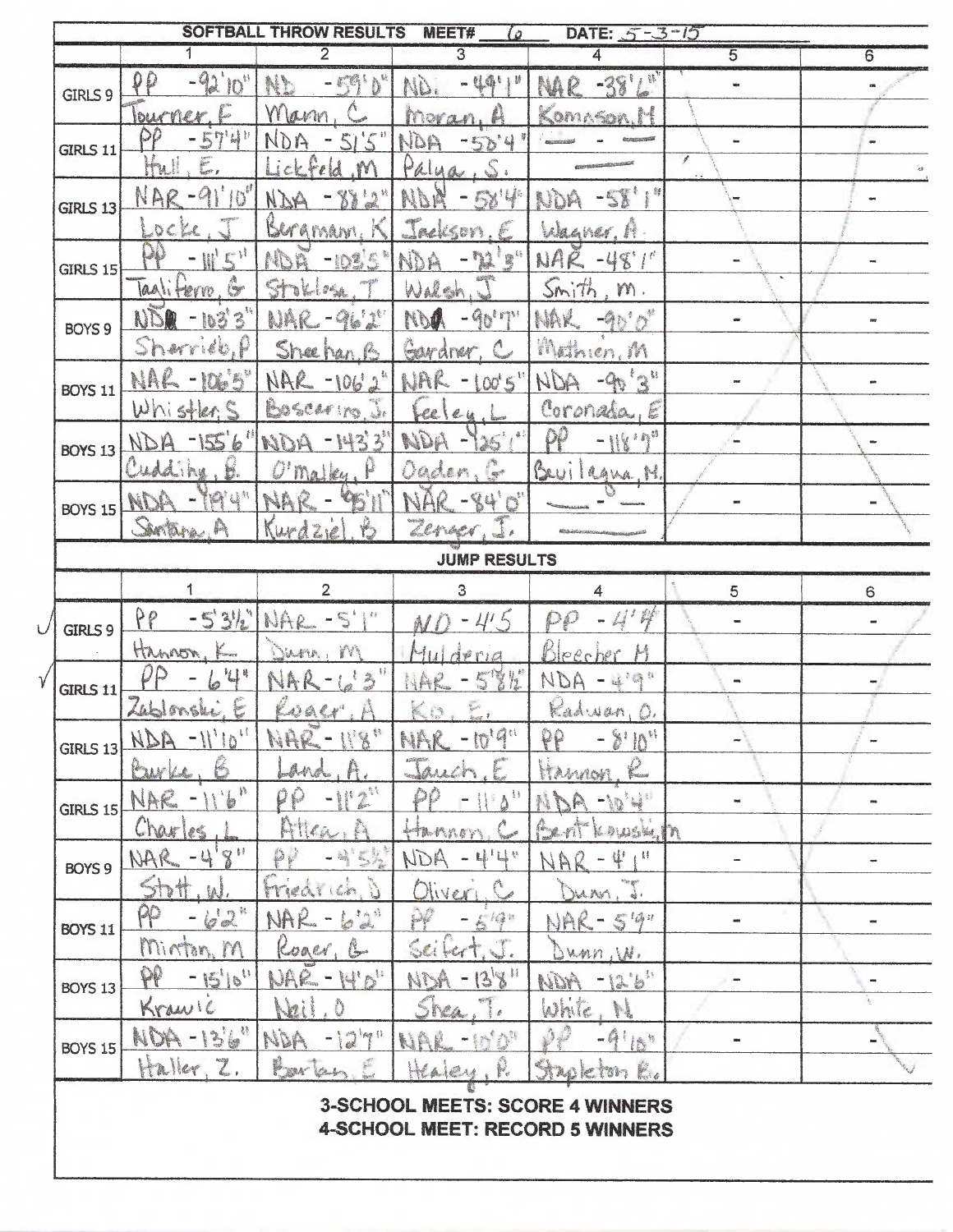## SOFTBALL THROW RESULTS MEET# 6 DATE: 5-3-15

| | 1 | 2 | 3 | 4 | 5 | 6 |
|---|---|---|---|---|---|---|
| GIRLS 9 | PP - 92'10" Tourner, F | ND - 59'0" Mann, C | ND - 49'1" Moran, A | NAR - 38'6" Komanson, M | - | - |
| GIRLS 11 | PP - 57'4" Hull, E. | NDA - 51'5" Lickfeld, M | NDA - 50'4" Palya, S. | — - — | - | - |
| GIRLS 13 | NAR - 91'10" Locke, J | NDA - 88'2" Bergmann, K | NDA - 58'4" Jackson, E | NDA - 58'1" Wagner, A. | - | - |
| GIRLS 15 | PP - 111'5" Tagliferro, G | NDA - 103'5" Stoklosa, T | NDA - 72'3" Walsh, J | NAR - 48'1" Smith, M. | - | - |
| BOYS 9 | ND - 103'3" Sherrick, P | NAR - 96'2" Sheehan, B | NDA - 90'7" Gardner, C | NAR - 90'0" Mathien, M | - | - |
| BOYS 11 | NAR - 106'5" Whistler, S | NAR - 106'2" Boscarino, J. | NAR - 100'5" Feeley, L | NDA - 90'3" Coronada, E | - | - |
| BOYS 13 | NDA - 155'6" Cudding, B. | NDA - 143'3" O'malley, P | NDA - 125'1" Oaden, G | PP - 118'7" Bevilaqua, M. | - | - |
| BOYS 15 | NDA - 119'4" Santana, A | NAR - 95'11" Kurdziel, B | NAR - 84'0" Zenger, J. | — - — | - | - |

## JUMP RESULTS

| | 1 | 2 | 3 | 4 | 5 | 6 |
|---|---|---|---|---|---|---|
| GIRLS 9 | PP - 5'3½" Hannon, K | NAR - 5'1" Dunn, M | ND - 4'5 Muldoria | PP - 4'4" Bleecher M | - | - |
| GIRLS 11 | PP - 6'4" Zablonski, E | NAR - 6'3" Roger, A | NAR - 5'8½" Ko, E. | NDA - 4'9" Radwan, O. | - | - |
| GIRLS 13 | NDA - 11'10" Burke, B | NAR - 11'8" Land, A. | NAR - 10'9" Jauch, E | PP - 8'10" Hannon, R | - | - |
| GIRLS 15 | NAR - 11'6" Charles, L | PP - 11'2" Attea, A | PP - 11'0" Hannon, C | NDA - 10'4" Bentkowski, M | - | - |
| BOYS 9 | NAR - 4'8" Stott, W. | PP - 4'5½ Friedrich, J | NDA - 4'4" Oliveri, C | NAR - 4'1" Dunn, J. | - | - |
| BOYS 11 | PP - 6'2" Minton, M | NAR - 6'2" Roger, B | PP - 5'9" Seifert, J. | NAR - 5'9" Dunn, W. | - | - |
| BOYS 13 | PP - 15'10" Krawic | NAR - 14'0" Neil, O | NDA - 13'8" Shea, T. | NDA - 12'6" White, N | - | - |
| BOYS 15 | NDA - 13'6" Haller, Z. | NDA - 12'7" Barton, E | NAR - 10'0" Healey, P. | PP - 9'10" Stapleton R. | - | - |

**3-SCHOOL MEETS: SCORE 4 WINNERS**
**4-SCHOOL MEET: RECORD 5 WINNERS**